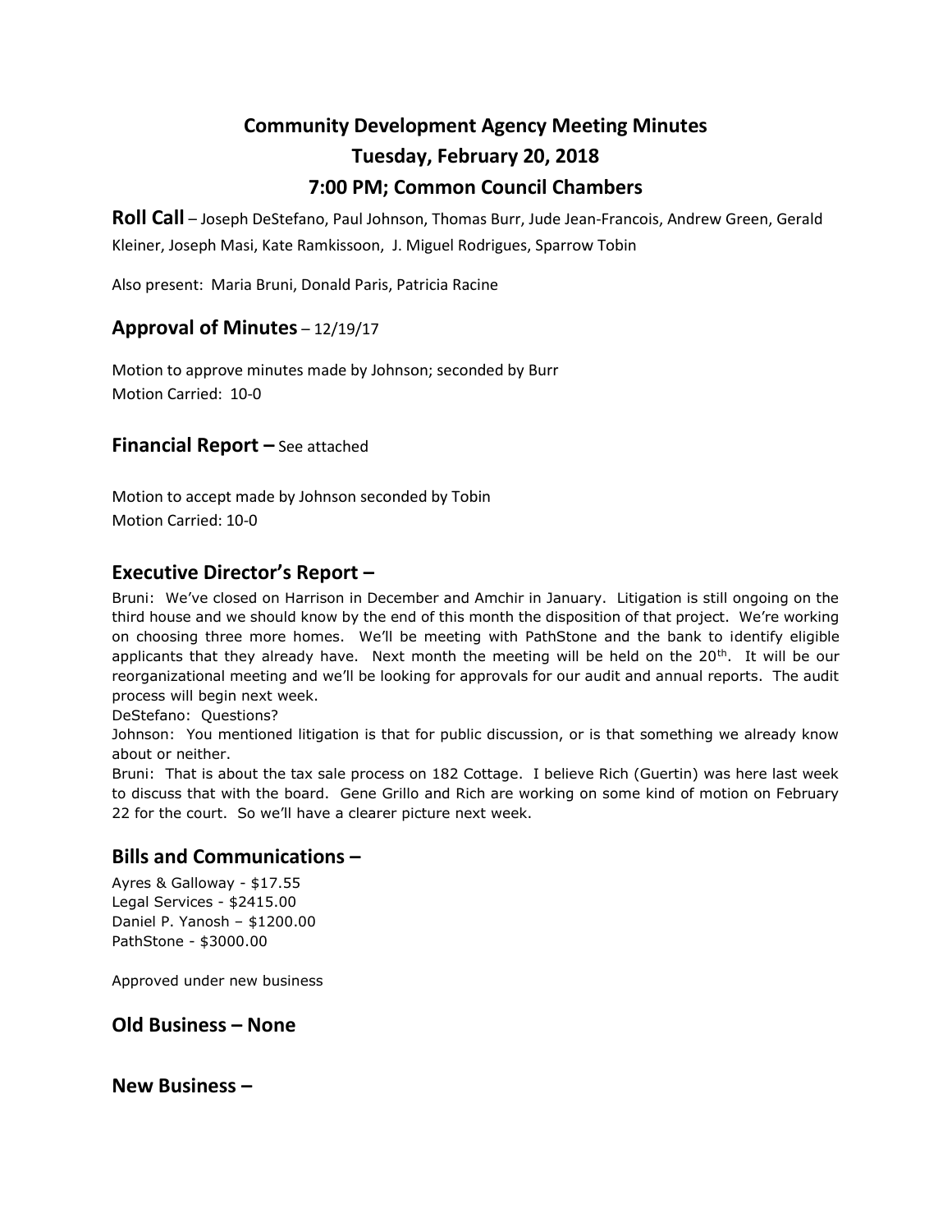# Community Development Agency Meeting Minutes
# Tuesday, February 20, 2018
# 7:00 PM; Common Council Chambers

**Roll Call** – Joseph DeStefano, Paul Johnson, Thomas Burr, Jude Jean-Francois, Andrew Green, Gerald Kleiner, Joseph Masi, Kate Ramkissoon, J. Miguel Rodrigues, Sparrow Tobin

Also present: Maria Bruni, Donald Paris, Patricia Racine

## Approval of Minutes – 12/19/17

Motion to approve minutes made by Johnson; seconded by Burr
Motion Carried: 10-0

## Financial Report – See attached

Motion to accept made by Johnson seconded by Tobin
Motion Carried: 10-0

## Executive Director's Report –

Bruni: We've closed on Harrison in December and Amchir in January. Litigation is still ongoing on the third house and we should know by the end of this month the disposition of that project. We're working on choosing three more homes. We'll be meeting with PathStone and the bank to identify eligible applicants that they already have. Next month the meeting will be held on the 20th. It will be our reorganizational meeting and we'll be looking for approvals for our audit and annual reports. The audit process will begin next week.

DeStefano: Questions?

Johnson: You mentioned litigation is that for public discussion, or is that something we already know about or neither.

Bruni: That is about the tax sale process on 182 Cottage. I believe Rich (Guertin) was here last week to discuss that with the board. Gene Grillo and Rich are working on some kind of motion on February 22 for the court. So we'll have a clearer picture next week.

## Bills and Communications –

Ayres & Galloway - $17.55
Legal Services - $2415.00
Daniel P. Yanosh – $1200.00
PathStone - $3000.00

Approved under new business

## Old Business – None

## New Business –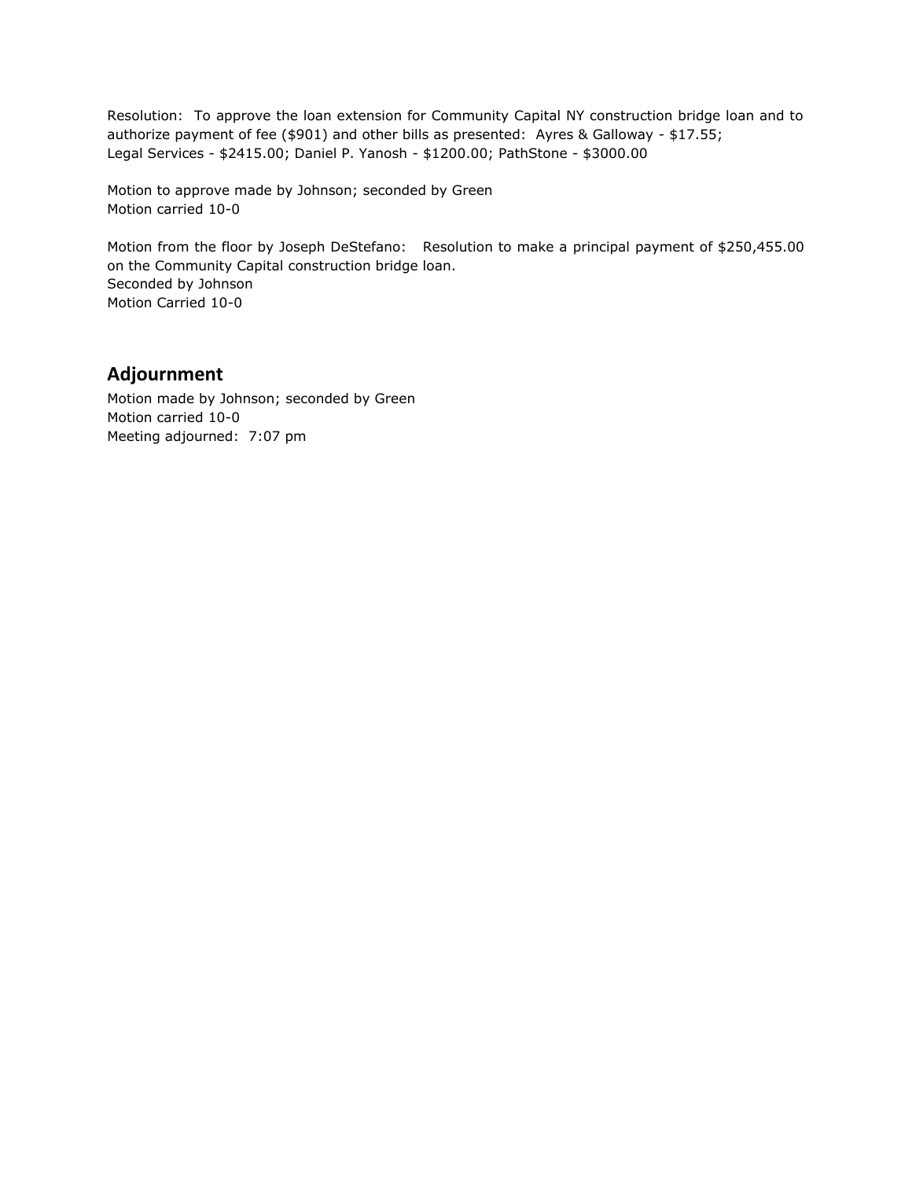Resolution: To approve the loan extension for Community Capital NY construction bridge loan and to authorize payment of fee ($901) and other bills as presented: Ayres & Galloway - $17.55; Legal Services - $2415.00; Daniel P. Yanosh - $1200.00; PathStone - $3000.00

Motion to approve made by Johnson; seconded by Green
Motion carried 10-0

Motion from the floor by Joseph DeStefano: Resolution to make a principal payment of $250,455.00 on the Community Capital construction bridge loan.
Seconded by Johnson
Motion Carried 10-0

## Adjournment

Motion made by Johnson; seconded by Green
Motion carried 10-0
Meeting adjourned: 7:07 pm